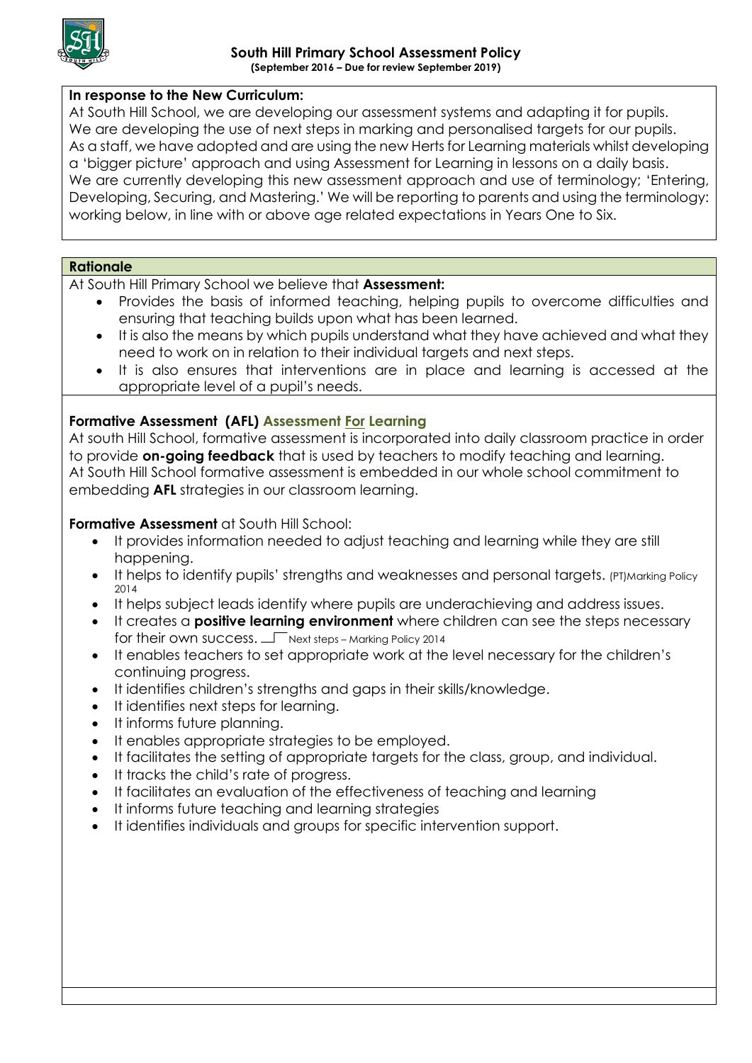# South Hill Primary School Assessment Policy

**(September 2016 – Due for review September 2019)**

**In response to the New Curriculum:**

At South Hill School, we are developing our assessment systems and adapting it for pupils.
We are developing the use of next steps in marking and personalised targets for our pupils.
As a staff, we have adopted and are using the new Herts for Learning materials whilst developing a 'bigger picture' approach and using Assessment for Learning in lessons on a daily basis.
We are currently developing this new assessment approach and use of terminology; 'Entering, Developing, Securing, and Mastering.' We will be reporting to parents and using the terminology: working below, in line with or above age related expectations in Years One to Six.

## Rationale

At South Hill Primary School we believe that **Assessment:**

- Provides the basis of informed teaching, helping pupils to overcome difficulties and ensuring that teaching builds upon what has been learned.
- It is also the means by which pupils understand what they have achieved and what they need to work on in relation to their individual targets and next steps.
- It is also ensures that interventions are in place and learning is accessed at the appropriate level of a pupil's needs.

## Formative Assessment (AFL) Assessment For Learning

At south Hill School, formative assessment is incorporated into daily classroom practice in order to provide **on-going feedback** that is used by teachers to modify teaching and learning.
At South Hill School formative assessment is embedded in our whole school commitment to embedding **AFL** strategies in our classroom learning.

**Formative Assessment** at South Hill School:

- It provides information needed to adjust teaching and learning while they are still happening.
- It helps to identify pupils' strengths and weaknesses and personal targets. (PT)Marking Policy 2014
- It helps subject leads identify where pupils are underachieving and address issues.
- It creates a **positive learning environment** where children can see the steps necessary for their own success. Next steps – Marking Policy 2014
- It enables teachers to set appropriate work at the level necessary for the children's continuing progress.
- It identifies children's strengths and gaps in their skills/knowledge.
- It identifies next steps for learning.
- It informs future planning.
- It enables appropriate strategies to be employed.
- It facilitates the setting of appropriate targets for the class, group, and individual.
- It tracks the child's rate of progress.
- It facilitates an evaluation of the effectiveness of teaching and learning
- It informs future teaching and learning strategies
- It identifies individuals and groups for specific intervention support.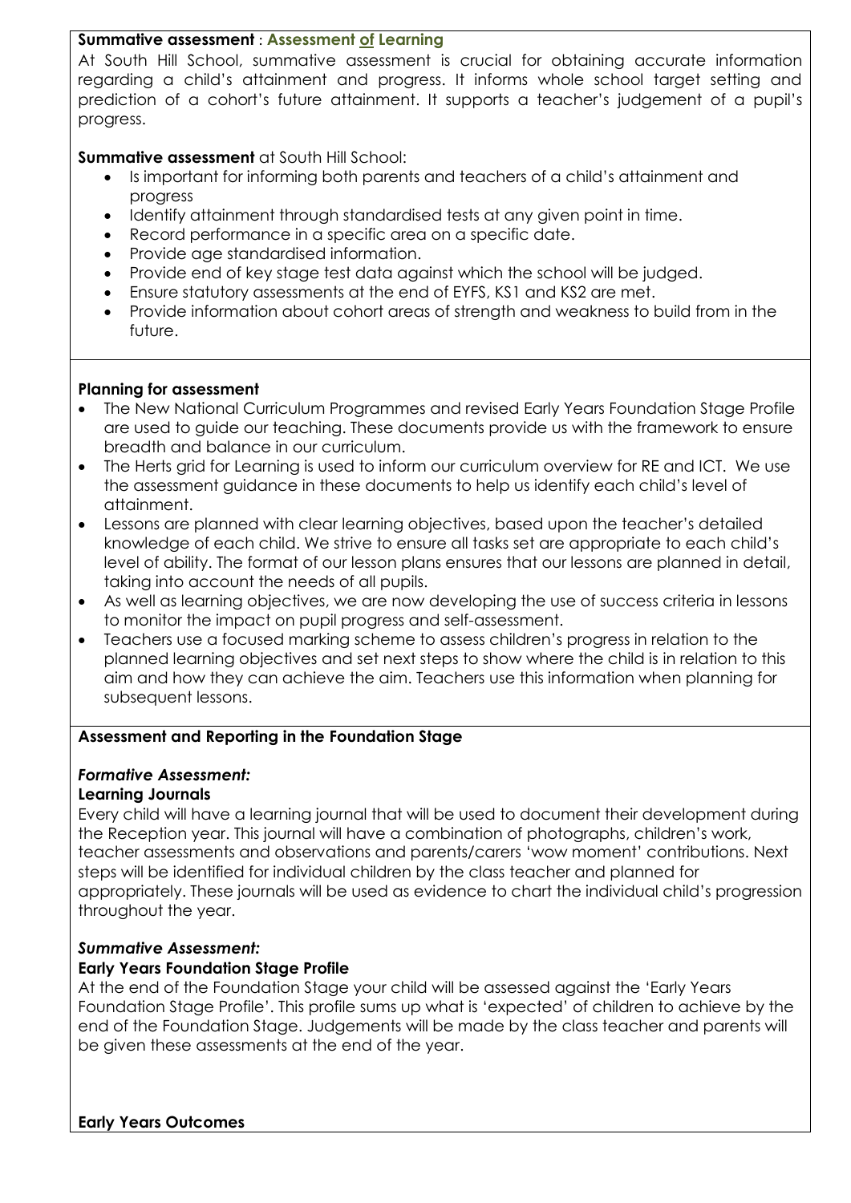**Summative assessment** : **Assessment of Learning**

At South Hill School, summative assessment is crucial for obtaining accurate information regarding a child's attainment and progress. It informs whole school target setting and prediction of a cohort's future attainment. It supports a teacher's judgement of a pupil's progress.

**Summative assessment** at South Hill School:

- Is important for informing both parents and teachers of a child's attainment and progress
- Identify attainment through standardised tests at any given point in time.
- Record performance in a specific area on a specific date.
- Provide age standardised information.
- Provide end of key stage test data against which the school will be judged.
- Ensure statutory assessments at the end of EYFS, KS1 and KS2 are met.
- Provide information about cohort areas of strength and weakness to build from in the future.

**Planning for assessment**

- The New National Curriculum Programmes and revised Early Years Foundation Stage Profile are used to guide our teaching. These documents provide us with the framework to ensure breadth and balance in our curriculum.
- The Herts grid for Learning is used to inform our curriculum overview for RE and ICT. We use the assessment guidance in these documents to help us identify each child's level of attainment.
- Lessons are planned with clear learning objectives, based upon the teacher's detailed knowledge of each child. We strive to ensure all tasks set are appropriate to each child's level of ability. The format of our lesson plans ensures that our lessons are planned in detail, taking into account the needs of all pupils.
- As well as learning objectives, we are now developing the use of success criteria in lessons to monitor the impact on pupil progress and self-assessment.
- Teachers use a focused marking scheme to assess children's progress in relation to the planned learning objectives and set next steps to show where the child is in relation to this aim and how they can achieve the aim. Teachers use this information when planning for subsequent lessons.

**Assessment and Reporting in the Foundation Stage**

***Formative Assessment:***

**Learning Journals**

Every child will have a learning journal that will be used to document their development during the Reception year. This journal will have a combination of photographs, children's work, teacher assessments and observations and parents/carers 'wow moment' contributions. Next steps will be identified for individual children by the class teacher and planned for appropriately. These journals will be used as evidence to chart the individual child's progression throughout the year.

***Summative Assessment:***

**Early Years Foundation Stage Profile**

At the end of the Foundation Stage your child will be assessed against the 'Early Years Foundation Stage Profile'. This profile sums up what is 'expected' of children to achieve by the end of the Foundation Stage. Judgements will be made by the class teacher and parents will be given these assessments at the end of the year.

**Early Years Outcomes**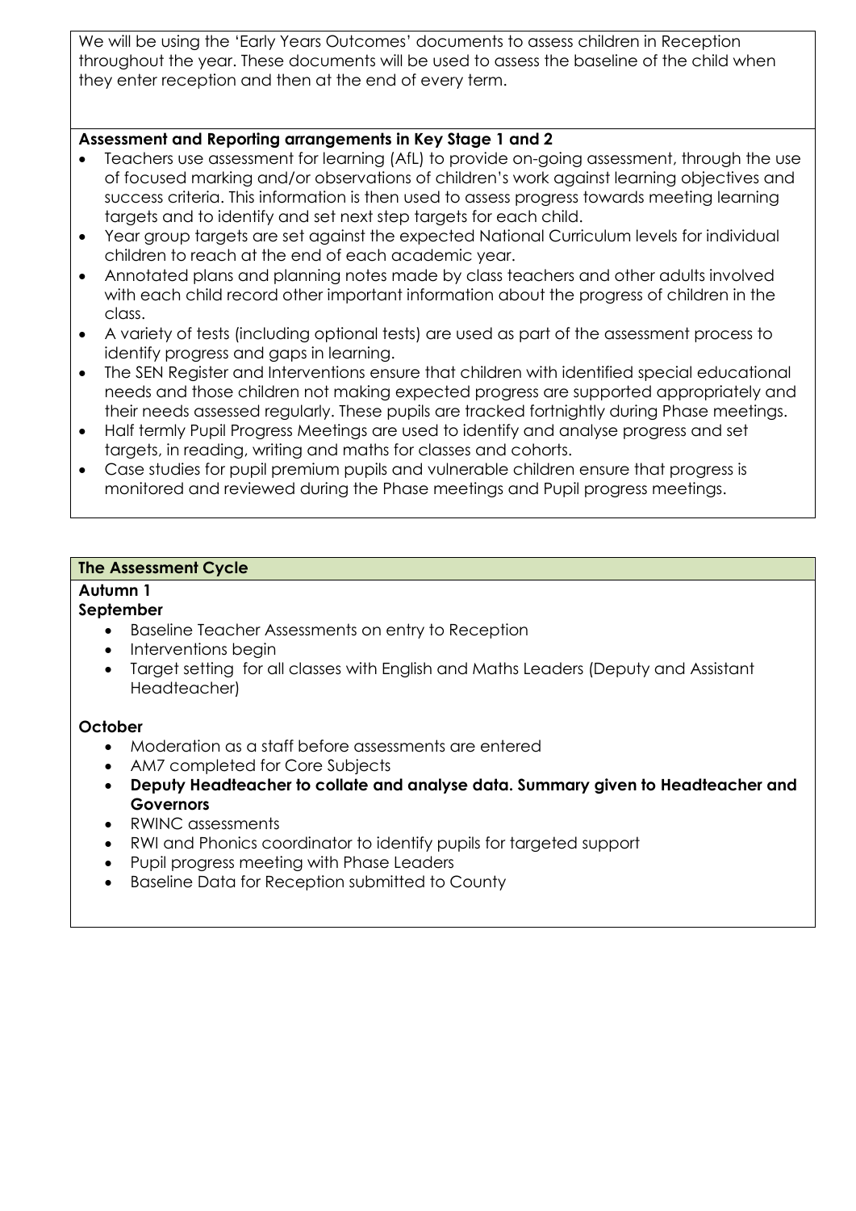We will be using the 'Early Years Outcomes' documents to assess children in Reception throughout the year. These documents will be used to assess the baseline of the child when they enter reception and then at the end of every term.

**Assessment and Reporting arrangements in Key Stage 1 and 2**

- Teachers use assessment for learning (AfL) to provide on-going assessment, through the use of focused marking and/or observations of children's work against learning objectives and success criteria. This information is then used to assess progress towards meeting learning targets and to identify and set next step targets for each child.
- Year group targets are set against the expected National Curriculum levels for individual children to reach at the end of each academic year.
- Annotated plans and planning notes made by class teachers and other adults involved with each child record other important information about the progress of children in the class.
- A variety of tests (including optional tests) are used as part of the assessment process to identify progress and gaps in learning.
- The SEN Register and Interventions ensure that children with identified special educational needs and those children not making expected progress are supported appropriately and their needs assessed regularly. These pupils are tracked fortnightly during Phase meetings.
- Half termly Pupil Progress Meetings are used to identify and analyse progress and set targets, in reading, writing and maths for classes and cohorts.
- Case studies for pupil premium pupils and vulnerable children ensure that progress is monitored and reviewed during the Phase meetings and Pupil progress meetings.

**The Assessment Cycle**

**Autumn 1**

**September**

- Baseline Teacher Assessments on entry to Reception
- Interventions begin
- Target setting for all classes with English and Maths Leaders (Deputy and Assistant Headteacher)

**October**

- Moderation as a staff before assessments are entered
- AM7 completed for Core Subjects
- **Deputy Headteacher to collate and analyse data. Summary given to Headteacher and Governors**
- RWINC assessments
- RWI and Phonics coordinator to identify pupils for targeted support
- Pupil progress meeting with Phase Leaders
- Baseline Data for Reception submitted to County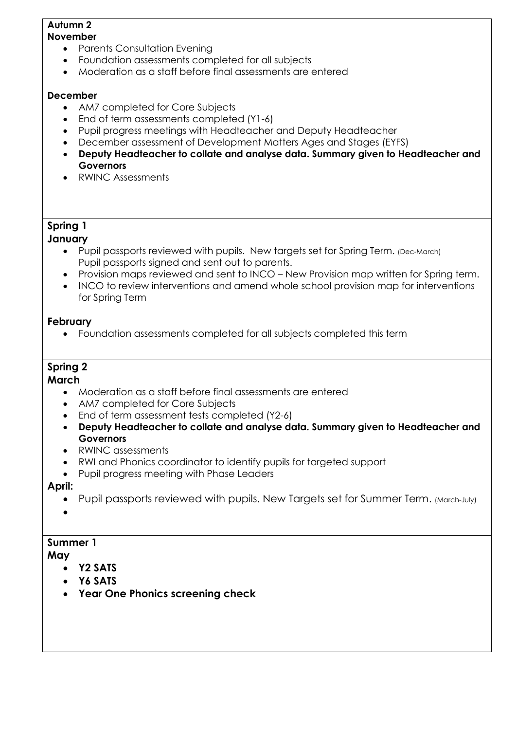**Autumn 2**
**November**

- Parents Consultation Evening
- Foundation assessments completed for all subjects
- Moderation as a staff before final assessments are entered

**December**

- AM7 completed for Core Subjects
- End of term assessments completed (Y1-6)
- Pupil progress meetings with Headteacher and Deputy Headteacher
- December assessment of Development Matters Ages and Stages (EYFS)
- **Deputy Headteacher to collate and analyse data. Summary given to Headteacher and Governors**
- RWINC Assessments

**Spring 1**
**January**

- Pupil passports reviewed with pupils. New targets set for Spring Term. (Dec-March) Pupil passports signed and sent out to parents.
- Provision maps reviewed and sent to INCO – New Provision map written for Spring term.
- INCO to review interventions and amend whole school provision map for interventions for Spring Term

**February**

- Foundation assessments completed for all subjects completed this term

**Spring 2**
**March**

- Moderation as a staff before final assessments are entered
- AM7 completed for Core Subjects
- End of term assessment tests completed (Y2-6)
- **Deputy Headteacher to collate and analyse data. Summary given to Headteacher and Governors**
- RWINC assessments
- RWI and Phonics coordinator to identify pupils for targeted support
- Pupil progress meeting with Phase Leaders

**April:**

- Pupil passports reviewed with pupils. New Targets set for Summer Term. (March-July)

**Summer 1**
**May**

- **Y2 SATS**
- **Y6 SATS**
- **Year One Phonics screening check**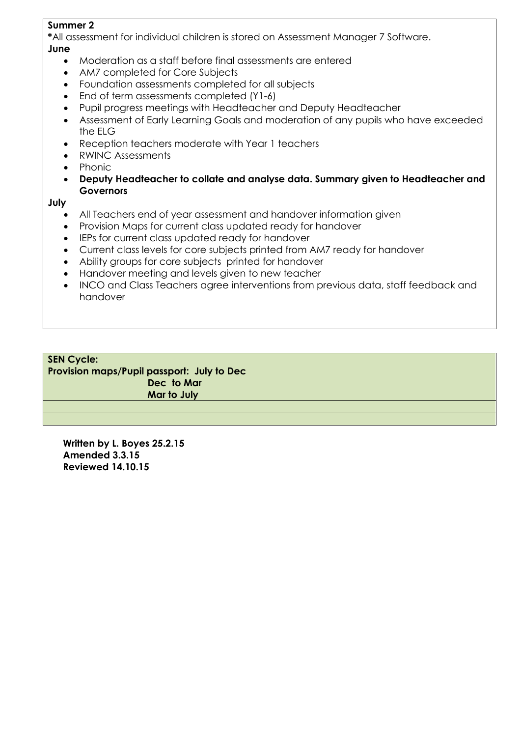**Summer 2**

***All assessment for individual children is stored on Assessment Manager 7 Software.**

**June**

- Moderation as a staff before final assessments are entered
- AM7 completed for Core Subjects
- Foundation assessments completed for all subjects
- End of term assessments completed (Y1-6)
- Pupil progress meetings with Headteacher and Deputy Headteacher
- Assessment of Early Learning Goals and moderation of any pupils who have exceeded the ELG
- Reception teachers moderate with Year 1 teachers
- RWINC Assessments
- Phonic
- **Deputy Headteacher to collate and analyse data. Summary given to Headteacher and Governors**

**July**

- All Teachers end of year assessment and handover information given
- Provision Maps for current class updated ready for handover
- IEPs for current class updated ready for handover
- Current class levels for core subjects printed from AM7 ready for handover
- Ability groups for core subjects printed for handover
- Handover meeting and levels given to new teacher
- INCO and Class Teachers agree interventions from previous data, staff feedback and handover

| |
|---|
| **SEN Cycle:**<br>**Provision maps/Pupil passport: July to Dec**<br>**Dec to Mar**<br>**Mar to July** |
| |
| |

**Written by L. Boyes 25.2.15**
**Amended 3.3.15**
**Reviewed 14.10.15**